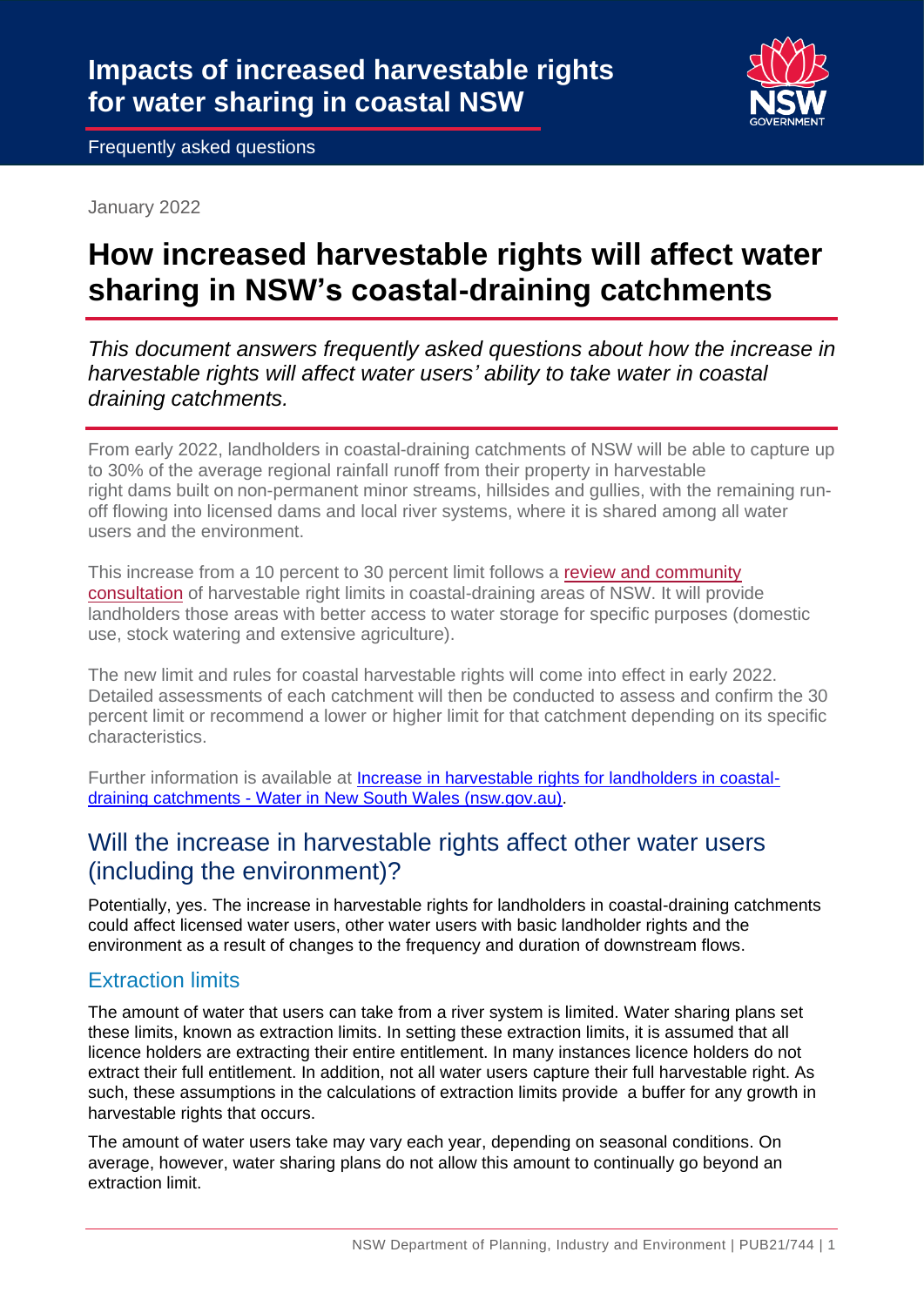# Impacts of increased harvestable rights for water sharing in coastal NSW

Frequently asked questions

January 2022

# How increased harvestable rights will affect water sharing in NSW's coastal-draining catchments

*This document answers frequently asked questions about how the increase in harvestable rights will affect water users' ability to take water in coastal draining catchments.*

From early 2022, landholders in coastal-draining catchments of NSW will be able to capture up to 30% of the average regional rainfall runoff from their property in harvestable right dams built on non-permanent minor streams, hillsides and gullies, with the remaining run-off flowing into licensed dams and local river systems, where it is shared among all water users and the environment.

This increase from a 10 percent to 30 percent limit follows a review and community consultation of harvestable right limits in coastal-draining areas of NSW. It will provide landholders those areas with better access to water storage for specific purposes (domestic use, stock watering and extensive agriculture).

The new limit and rules for coastal harvestable rights will come into effect in early 2022. Detailed assessments of each catchment will then be conducted to assess and confirm the 30 percent limit or recommend a lower or higher limit for that catchment depending on its specific characteristics.

Further information is available at Increase in harvestable rights for landholders in coastal-draining catchments - Water in New South Wales (nsw.gov.au).

## Will the increase in harvestable rights affect other water users (including the environment)?

Potentially, yes. The increase in harvestable rights for landholders in coastal-draining catchments could affect licensed water users, other water users with basic landholder rights and the environment as a result of changes to the frequency and duration of downstream flows.

### Extraction limits

The amount of water that users can take from a river system is limited. Water sharing plans set these limits, known as extraction limits. In setting these extraction limits, it is assumed that all licence holders are extracting their entire entitlement. In many instances licence holders do not extract their full entitlement. In addition, not all water users capture their full harvestable right. As such, these assumptions in the calculations of extraction limits provide a buffer for any growth in harvestable rights that occurs.

The amount of water users take may vary each year, depending on seasonal conditions. On average, however, water sharing plans do not allow this amount to continually go beyond an extraction limit.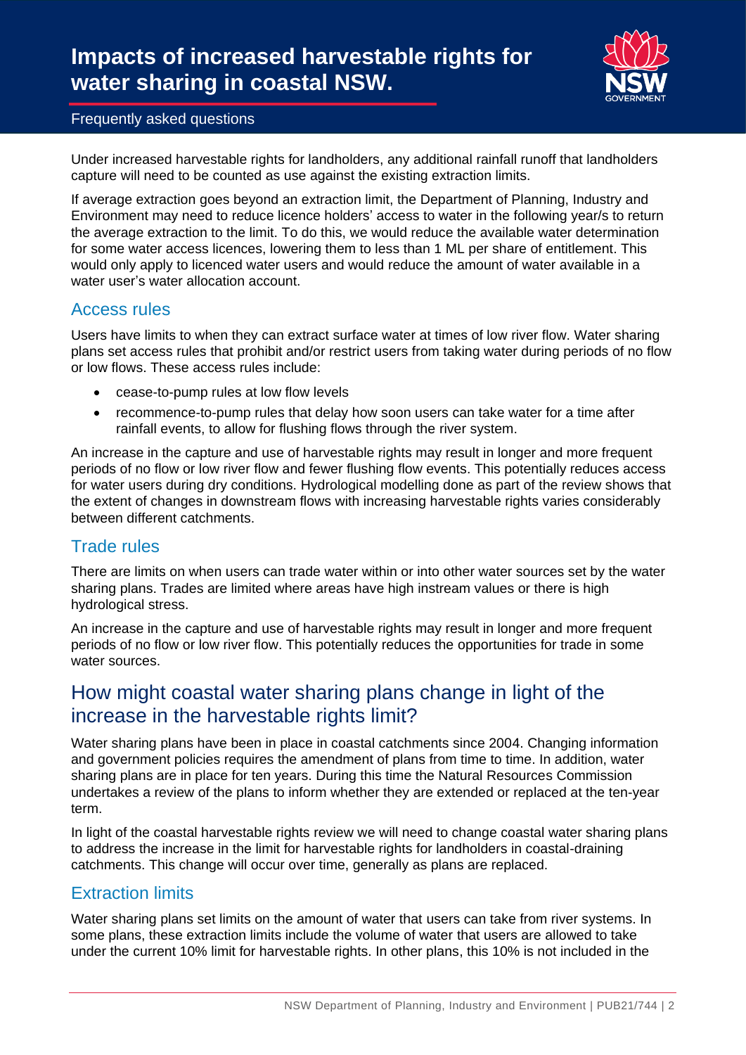# Impacts of increased harvestable rights for water sharing in coastal NSW.

Frequently asked questions

Under increased harvestable rights for landholders, any additional rainfall runoff that landholders capture will need to be counted as use against the existing extraction limits.

If average extraction goes beyond an extraction limit, the Department of Planning, Industry and Environment may need to reduce licence holders' access to water in the following year/s to return the average extraction to the limit. To do this, we would reduce the available water determination for some water access licences, lowering them to less than 1 ML per share of entitlement. This would only apply to licenced water users and would reduce the amount of water available in a water user's water allocation account.

### Access rules

Users have limits to when they can extract surface water at times of low river flow. Water sharing plans set access rules that prohibit and/or restrict users from taking water during periods of no flow or low flows. These access rules include:

- cease-to-pump rules at low flow levels
- recommence-to-pump rules that delay how soon users can take water for a time after rainfall events, to allow for flushing flows through the river system.

An increase in the capture and use of harvestable rights may result in longer and more frequent periods of no flow or low river flow and fewer flushing flow events. This potentially reduces access for water users during dry conditions. Hydrological modelling done as part of the review shows that the extent of changes in downstream flows with increasing harvestable rights varies considerably between different catchments.

### Trade rules

There are limits on when users can trade water within or into other water sources set by the water sharing plans. Trades are limited where areas have high instream values or there is high hydrological stress.

An increase in the capture and use of harvestable rights may result in longer and more frequent periods of no flow or low river flow. This potentially reduces the opportunities for trade in some water sources.

## How might coastal water sharing plans change in light of the increase in the harvestable rights limit?

Water sharing plans have been in place in coastal catchments since 2004. Changing information and government policies requires the amendment of plans from time to time. In addition, water sharing plans are in place for ten years. During this time the Natural Resources Commission undertakes a review of the plans to inform whether they are extended or replaced at the ten-year term.

In light of the coastal harvestable rights review we will need to change coastal water sharing plans to address the increase in the limit for harvestable rights for landholders in coastal-draining catchments. This change will occur over time, generally as plans are replaced.

### Extraction limits

Water sharing plans set limits on the amount of water that users can take from river systems. In some plans, these extraction limits include the volume of water that users are allowed to take under the current 10% limit for harvestable rights. In other plans, this 10% is not included in the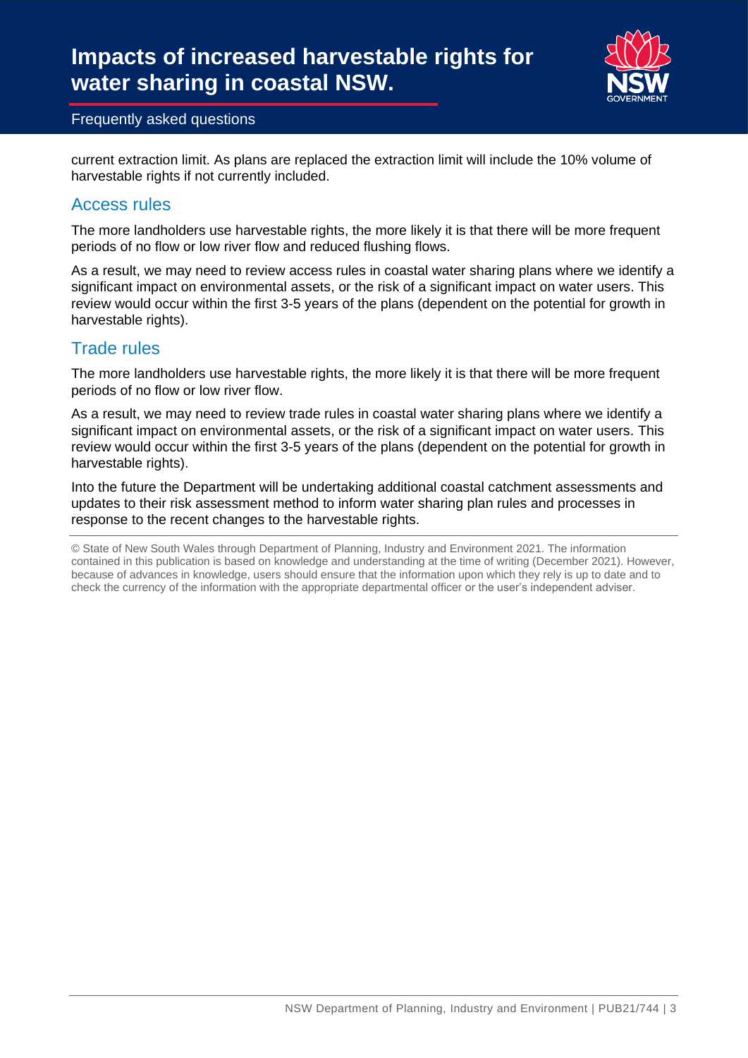current extraction limit. As plans are replaced the extraction limit will include the 10% volume of harvestable rights if not currently included.

## Access rules

The more landholders use harvestable rights, the more likely it is that there will be more frequent periods of no flow or low river flow and reduced flushing flows.

As a result, we may need to review access rules in coastal water sharing plans where we identify a significant impact on environmental assets, or the risk of a significant impact on water users. This review would occur within the first 3-5 years of the plans (dependent on the potential for growth in harvestable rights).

## Trade rules

The more landholders use harvestable rights, the more likely it is that there will be more frequent periods of no flow or low river flow.

As a result, we may need to review trade rules in coastal water sharing plans where we identify a significant impact on environmental assets, or the risk of a significant impact on water users. This review would occur within the first 3-5 years of the plans (dependent on the potential for growth in harvestable rights).

Into the future the Department will be undertaking additional coastal catchment assessments and updates to their risk assessment method to inform water sharing plan rules and processes in response to the recent changes to the harvestable rights.

---

© State of New South Wales through Department of Planning, Industry and Environment 2021. The information contained in this publication is based on knowledge and understanding at the time of writing (December 2021). However, because of advances in knowledge, users should ensure that the information upon which they rely is up to date and to check the currency of the information with the appropriate departmental officer or the user's independent adviser.